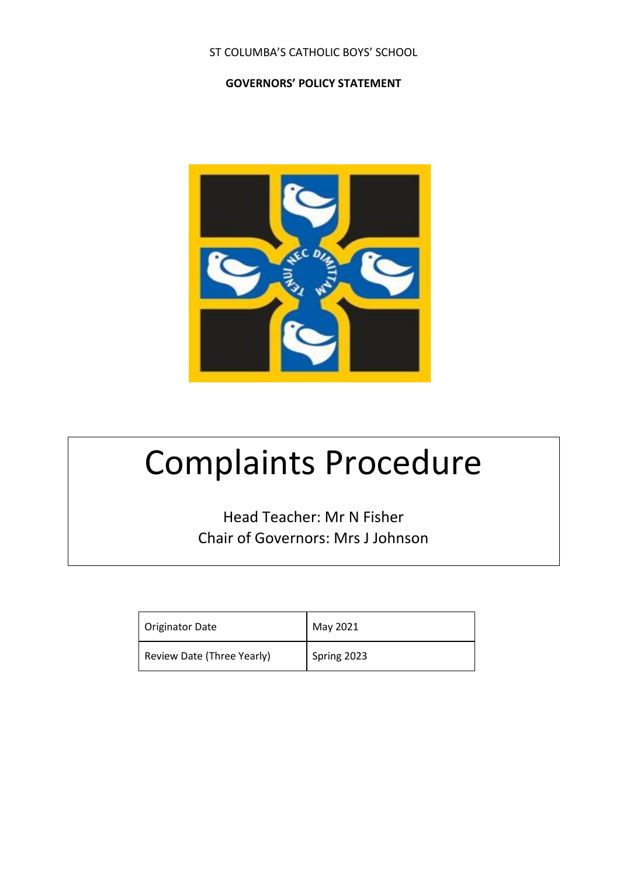ST COLUMBA'S CATHOLIC BOYS' SCHOOL

**GOVERNORS' POLICY STATEMENT**

# Complaints Procedure

Head Teacher: Mr N Fisher
Chair of Governors: Mrs J Johnson

| Originator Date | May 2021 |
| --- | --- |
| Review Date (Three Yearly) | Spring 2023 |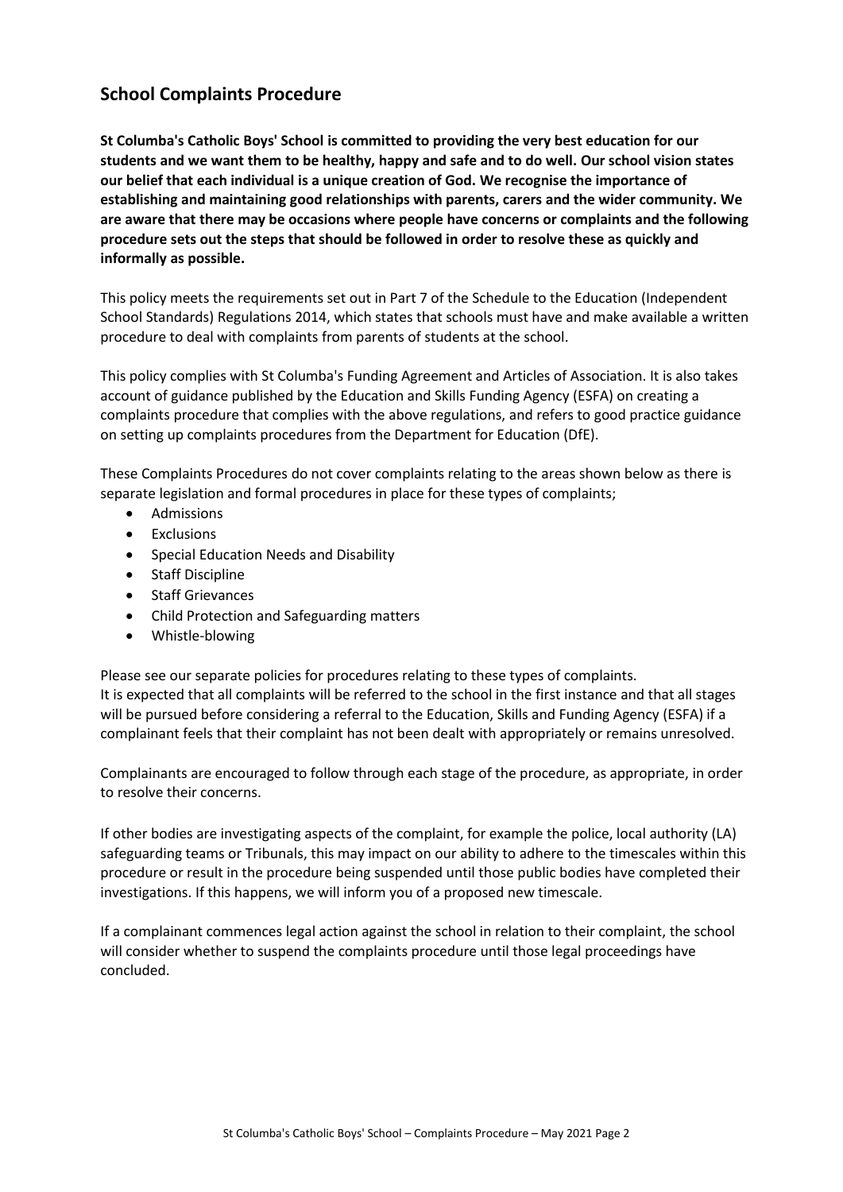## School Complaints Procedure

**St Columba's Catholic Boys' School is committed to providing the very best education for our students and we want them to be healthy, happy and safe and to do well. Our school vision states our belief that each individual is a unique creation of God. We recognise the importance of establishing and maintaining good relationships with parents, carers and the wider community. We are aware that there may be occasions where people have concerns or complaints and the following procedure sets out the steps that should be followed in order to resolve these as quickly and informally as possible.**

This policy meets the requirements set out in Part 7 of the Schedule to the Education (Independent School Standards) Regulations 2014, which states that schools must have and make available a written procedure to deal with complaints from parents of students at the school.

This policy complies with St Columba's Funding Agreement and Articles of Association. It is also takes account of guidance published by the Education and Skills Funding Agency (ESFA) on creating a complaints procedure that complies with the above regulations, and refers to good practice guidance on setting up complaints procedures from the Department for Education (DfE).

These Complaints Procedures do not cover complaints relating to the areas shown below as there is separate legislation and formal procedures in place for these types of complaints;

- Admissions
- Exclusions
- Special Education Needs and Disability
- Staff Discipline
- Staff Grievances
- Child Protection and Safeguarding matters
- Whistle-blowing

Please see our separate policies for procedures relating to these types of complaints.
It is expected that all complaints will be referred to the school in the first instance and that all stages will be pursued before considering a referral to the Education, Skills and Funding Agency (ESFA) if a complainant feels that their complaint has not been dealt with appropriately or remains unresolved.

Complainants are encouraged to follow through each stage of the procedure, as appropriate, in order to resolve their concerns.

If other bodies are investigating aspects of the complaint, for example the police, local authority (LA) safeguarding teams or Tribunals, this may impact on our ability to adhere to the timescales within this procedure or result in the procedure being suspended until those public bodies have completed their investigations. If this happens, we will inform you of a proposed new timescale.

If a complainant commences legal action against the school in relation to their complaint, the school will consider whether to suspend the complaints procedure until those legal proceedings have concluded.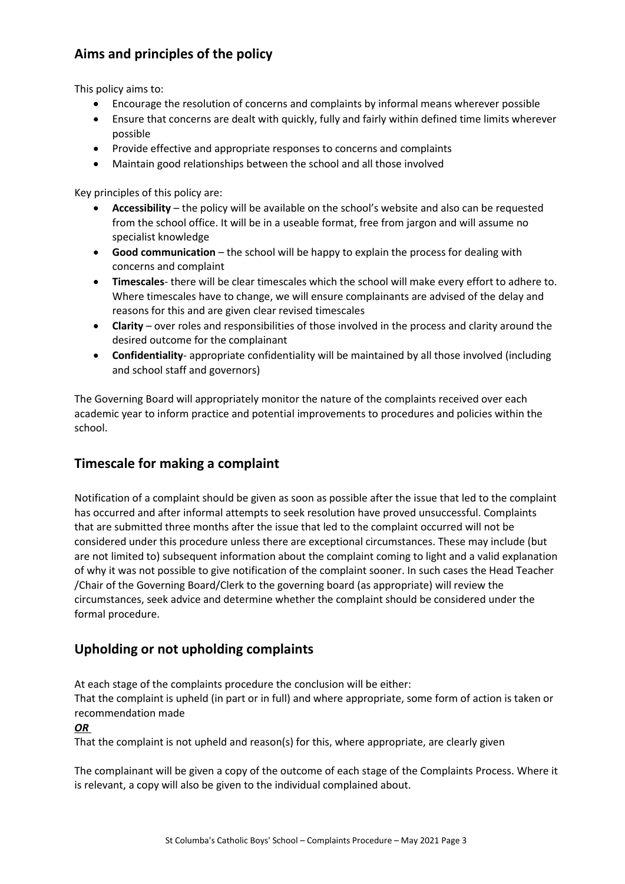## Aims and principles of the policy

This policy aims to:

- Encourage the resolution of concerns and complaints by informal means wherever possible
- Ensure that concerns are dealt with quickly, fully and fairly within defined time limits wherever possible
- Provide effective and appropriate responses to concerns and complaints
- Maintain good relationships between the school and all those involved

Key principles of this policy are:

- **Accessibility** – the policy will be available on the school's website and also can be requested from the school office. It will be in a useable format, free from jargon and will assume no specialist knowledge
- **Good communication** – the school will be happy to explain the process for dealing with concerns and complaint
- **Timescales**- there will be clear timescales which the school will make every effort to adhere to. Where timescales have to change, we will ensure complainants are advised of the delay and reasons for this and are given clear revised timescales
- **Clarity** – over roles and responsibilities of those involved in the process and clarity around the desired outcome for the complainant
- **Confidentiality**- appropriate confidentiality will be maintained by all those involved (including and school staff and governors)

The Governing Board will appropriately monitor the nature of the complaints received over each academic year to inform practice and potential improvements to procedures and policies within the school.

## Timescale for making a complaint

Notification of a complaint should be given as soon as possible after the issue that led to the complaint has occurred and after informal attempts to seek resolution have proved unsuccessful. Complaints that are submitted three months after the issue that led to the complaint occurred will not be considered under this procedure unless there are exceptional circumstances. These may include (but are not limited to) subsequent information about the complaint coming to light and a valid explanation of why it was not possible to give notification of the complaint sooner. In such cases the Head Teacher /Chair of the Governing Board/Clerk to the governing board (as appropriate) will review the circumstances, seek advice and determine whether the complaint should be considered under the formal procedure.

## Upholding or not upholding complaints

At each stage of the complaints procedure the conclusion will be either:

That the complaint is upheld (in part or in full) and where appropriate, some form of action is taken or recommendation made

***OR***

That the complaint is not upheld and reason(s) for this, where appropriate, are clearly given

The complainant will be given a copy of the outcome of each stage of the Complaints Process. Where it is relevant, a copy will also be given to the individual complained about.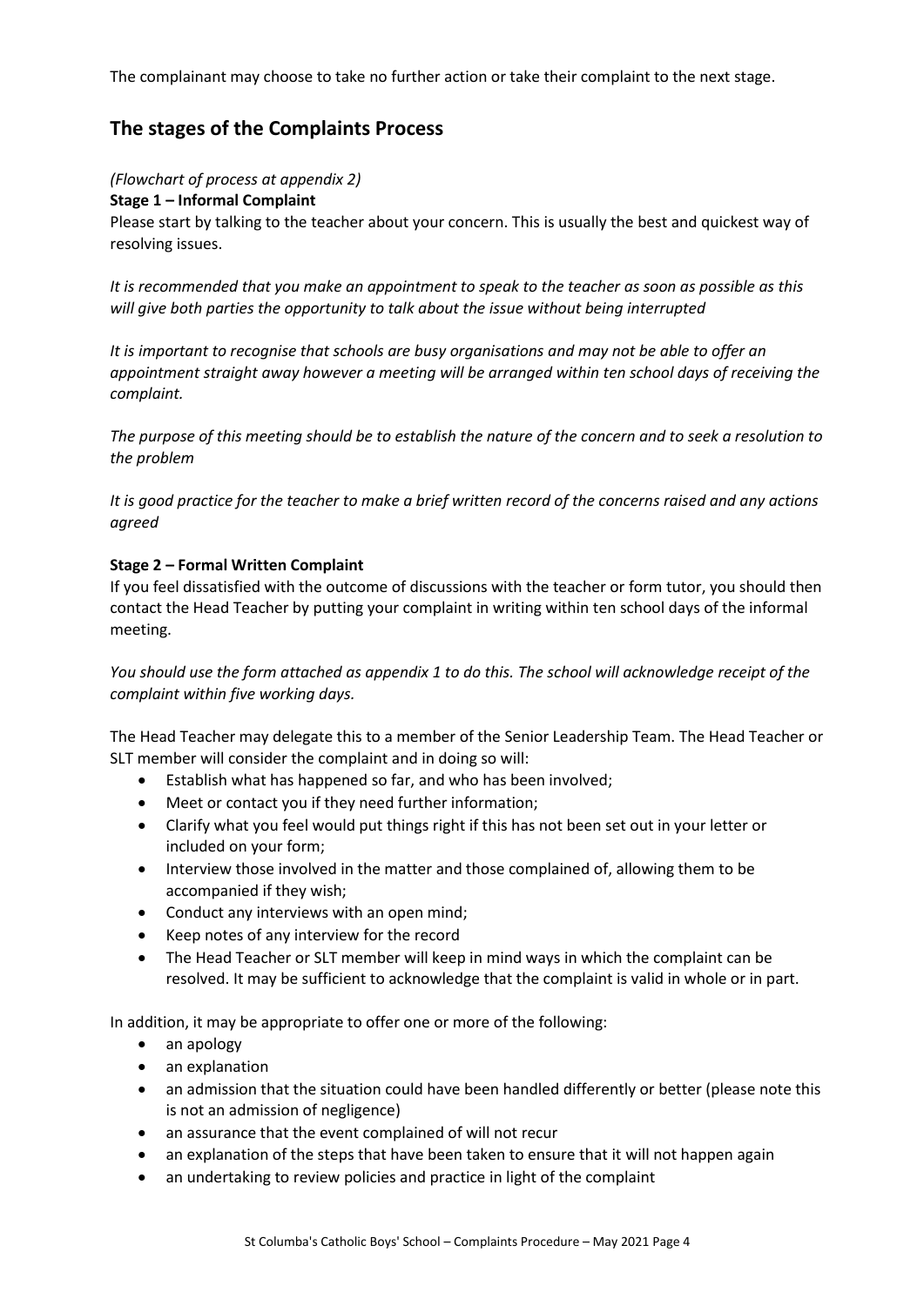The complainant may choose to take no further action or take their complaint to the next stage.

## The stages of the Complaints Process

*(Flowchart of process at appendix 2)*

**Stage 1 – Informal Complaint**

Please start by talking to the teacher about your concern. This is usually the best and quickest way of resolving issues.

*It is recommended that you make an appointment to speak to the teacher as soon as possible as this will give both parties the opportunity to talk about the issue without being interrupted*

*It is important to recognise that schools are busy organisations and may not be able to offer an appointment straight away however a meeting will be arranged within ten school days of receiving the complaint.*

*The purpose of this meeting should be to establish the nature of the concern and to seek a resolution to the problem*

*It is good practice for the teacher to make a brief written record of the concerns raised and any actions agreed*

**Stage 2 – Formal Written Complaint**

If you feel dissatisfied with the outcome of discussions with the teacher or form tutor, you should then contact the Head Teacher by putting your complaint in writing within ten school days of the informal meeting.

*You should use the form attached as appendix 1 to do this. The school will acknowledge receipt of the complaint within five working days.*

The Head Teacher may delegate this to a member of the Senior Leadership Team. The Head Teacher or SLT member will consider the complaint and in doing so will:

- Establish what has happened so far, and who has been involved;
- Meet or contact you if they need further information;
- Clarify what you feel would put things right if this has not been set out in your letter or included on your form;
- Interview those involved in the matter and those complained of, allowing them to be accompanied if they wish;
- Conduct any interviews with an open mind;
- Keep notes of any interview for the record
- The Head Teacher or SLT member will keep in mind ways in which the complaint can be resolved. It may be sufficient to acknowledge that the complaint is valid in whole or in part.

In addition, it may be appropriate to offer one or more of the following:

- an apology
- an explanation
- an admission that the situation could have been handled differently or better (please note this is not an admission of negligence)
- an assurance that the event complained of will not recur
- an explanation of the steps that have been taken to ensure that it will not happen again
- an undertaking to review policies and practice in light of the complaint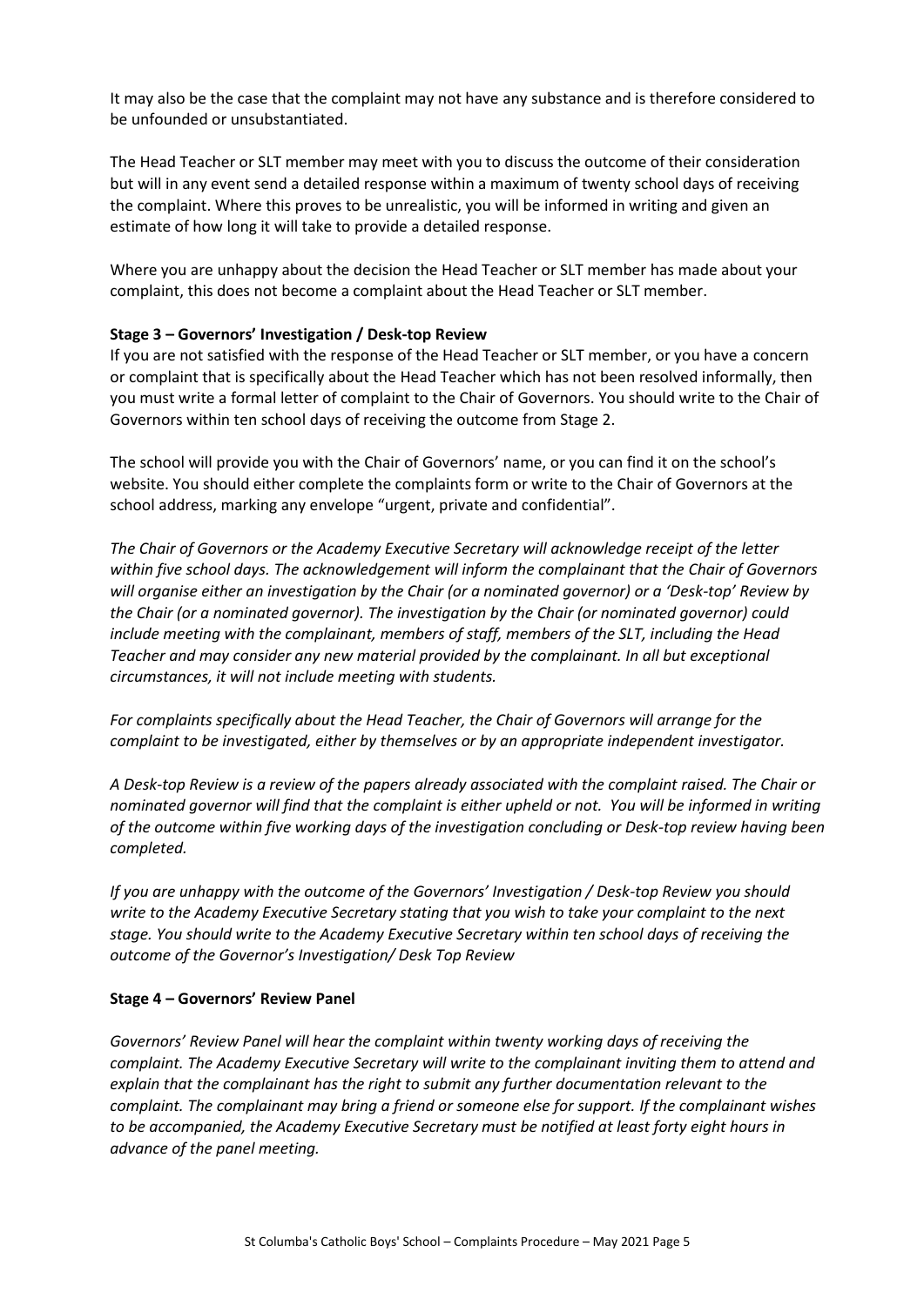It may also be the case that the complaint may not have any substance and is therefore considered to be unfounded or unsubstantiated.

The Head Teacher or SLT member may meet with you to discuss the outcome of their consideration but will in any event send a detailed response within a maximum of twenty school days of receiving the complaint. Where this proves to be unrealistic, you will be informed in writing and given an estimate of how long it will take to provide a detailed response.

Where you are unhappy about the decision the Head Teacher or SLT member has made about your complaint, this does not become a complaint about the Head Teacher or SLT member.

**Stage 3 – Governors' Investigation / Desk-top Review**

If you are not satisfied with the response of the Head Teacher or SLT member, or you have a concern or complaint that is specifically about the Head Teacher which has not been resolved informally, then you must write a formal letter of complaint to the Chair of Governors. You should write to the Chair of Governors within ten school days of receiving the outcome from Stage 2.

The school will provide you with the Chair of Governors' name, or you can find it on the school's website. You should either complete the complaints form or write to the Chair of Governors at the school address, marking any envelope "urgent, private and confidential".

*The Chair of Governors or the Academy Executive Secretary will acknowledge receipt of the letter within five school days. The acknowledgement will inform the complainant that the Chair of Governors will organise either an investigation by the Chair (or a nominated governor) or a 'Desk-top' Review by the Chair (or a nominated governor). The investigation by the Chair (or nominated governor) could include meeting with the complainant, members of staff, members of the SLT, including the Head Teacher and may consider any new material provided by the complainant. In all but exceptional circumstances, it will not include meeting with students.*

*For complaints specifically about the Head Teacher, the Chair of Governors will arrange for the complaint to be investigated, either by themselves or by an appropriate independent investigator.*

*A Desk-top Review is a review of the papers already associated with the complaint raised. The Chair or nominated governor will find that the complaint is either upheld or not. You will be informed in writing of the outcome within five working days of the investigation concluding or Desk-top review having been completed.*

*If you are unhappy with the outcome of the Governors' Investigation / Desk-top Review you should write to the Academy Executive Secretary stating that you wish to take your complaint to the next stage. You should write to the Academy Executive Secretary within ten school days of receiving the outcome of the Governor's Investigation/ Desk Top Review*

**Stage 4 – Governors' Review Panel**

*Governors' Review Panel will hear the complaint within twenty working days of receiving the complaint. The Academy Executive Secretary will write to the complainant inviting them to attend and explain that the complainant has the right to submit any further documentation relevant to the complaint. The complainant may bring a friend or someone else for support. If the complainant wishes to be accompanied, the Academy Executive Secretary must be notified at least forty eight hours in advance of the panel meeting.*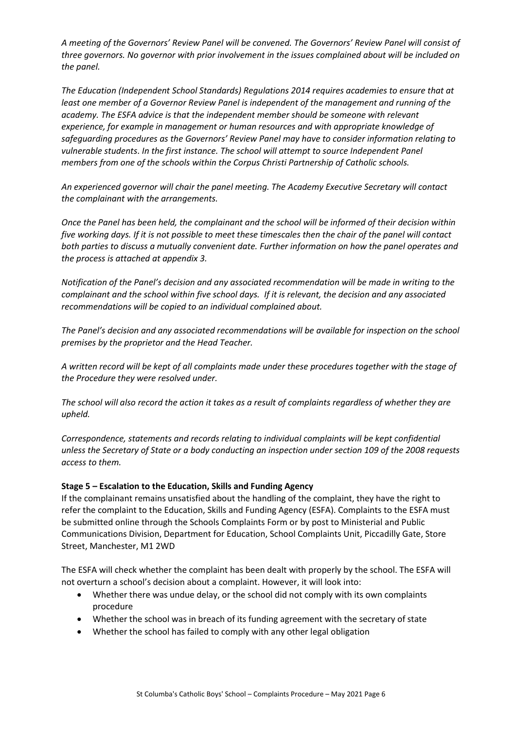*A meeting of the Governors' Review Panel will be convened. The Governors' Review Panel will consist of three governors. No governor with prior involvement in the issues complained about will be included on the panel.*

*The Education (Independent School Standards) Regulations 2014 requires academies to ensure that at least one member of a Governor Review Panel is independent of the management and running of the academy. The ESFA advice is that the independent member should be someone with relevant experience, for example in management or human resources and with appropriate knowledge of safeguarding procedures as the Governors' Review Panel may have to consider information relating to vulnerable students. In the first instance. The school will attempt to source Independent Panel members from one of the schools within the Corpus Christi Partnership of Catholic schools.*

*An experienced governor will chair the panel meeting. The Academy Executive Secretary will contact the complainant with the arrangements.*

*Once the Panel has been held, the complainant and the school will be informed of their decision within five working days. If it is not possible to meet these timescales then the chair of the panel will contact both parties to discuss a mutually convenient date. Further information on how the panel operates and the process is attached at appendix 3.*

*Notification of the Panel's decision and any associated recommendation will be made in writing to the complainant and the school within five school days. If it is relevant, the decision and any associated recommendations will be copied to an individual complained about.*

*The Panel's decision and any associated recommendations will be available for inspection on the school premises by the proprietor and the Head Teacher.*

*A written record will be kept of all complaints made under these procedures together with the stage of the Procedure they were resolved under.*

*The school will also record the action it takes as a result of complaints regardless of whether they are upheld.*

*Correspondence, statements and records relating to individual complaints will be kept confidential unless the Secretary of State or a body conducting an inspection under section 109 of the 2008 requests access to them.*

**Stage 5 – Escalation to the Education, Skills and Funding Agency**

If the complainant remains unsatisfied about the handling of the complaint, they have the right to refer the complaint to the Education, Skills and Funding Agency (ESFA). Complaints to the ESFA must be submitted online through the Schools Complaints Form or by post to Ministerial and Public Communications Division, Department for Education, School Complaints Unit, Piccadilly Gate, Store Street, Manchester, M1 2WD

The ESFA will check whether the complaint has been dealt with properly by the school. The ESFA will not overturn a school's decision about a complaint. However, it will look into:

- Whether there was undue delay, or the school did not comply with its own complaints procedure
- Whether the school was in breach of its funding agreement with the secretary of state
- Whether the school has failed to comply with any other legal obligation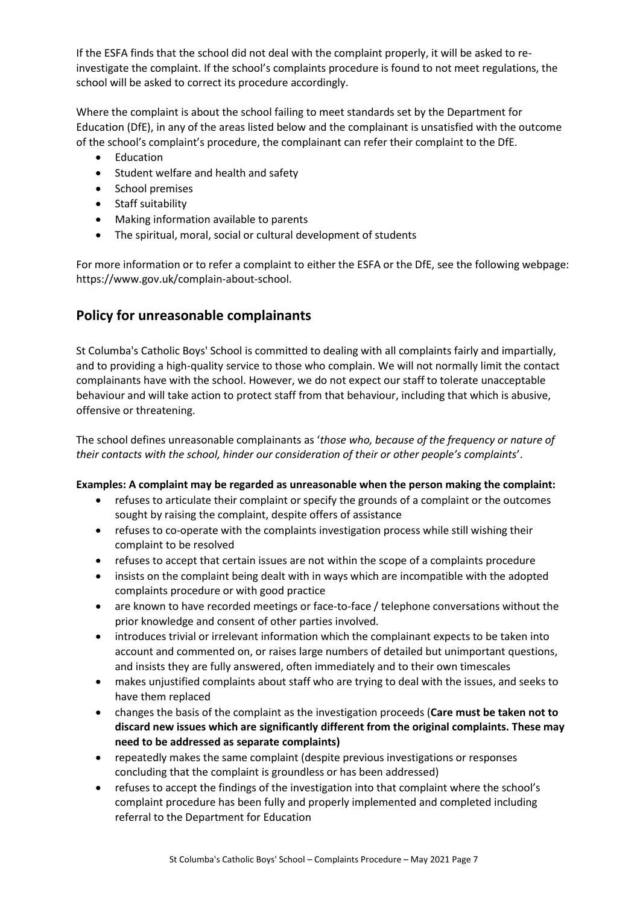If the ESFA finds that the school did not deal with the complaint properly, it will be asked to re-investigate the complaint. If the school's complaints procedure is found to not meet regulations, the school will be asked to correct its procedure accordingly.

Where the complaint is about the school failing to meet standards set by the Department for Education (DfE), in any of the areas listed below and the complainant is unsatisfied with the outcome of the school's complaint's procedure, the complainant can refer their complaint to the DfE.

- Education
- Student welfare and health and safety
- School premises
- Staff suitability
- Making information available to parents
- The spiritual, moral, social or cultural development of students

For more information or to refer a complaint to either the ESFA or the DfE, see the following webpage: https://www.gov.uk/complain-about-school.

## Policy for unreasonable complainants

St Columba's Catholic Boys' School is committed to dealing with all complaints fairly and impartially, and to providing a high-quality service to those who complain. We will not normally limit the contact complainants have with the school. However, we do not expect our staff to tolerate unacceptable behaviour and will take action to protect staff from that behaviour, including that which is abusive, offensive or threatening.

The school defines unreasonable complainants as '*those who, because of the frequency or nature of their contacts with the school, hinder our consideration of their or other people's complaints*'.

**Examples: A complaint may be regarded as unreasonable when the person making the complaint:**

- refuses to articulate their complaint or specify the grounds of a complaint or the outcomes sought by raising the complaint, despite offers of assistance
- refuses to co-operate with the complaints investigation process while still wishing their complaint to be resolved
- refuses to accept that certain issues are not within the scope of a complaints procedure
- insists on the complaint being dealt with in ways which are incompatible with the adopted complaints procedure or with good practice
- are known to have recorded meetings or face-to-face / telephone conversations without the prior knowledge and consent of other parties involved.
- introduces trivial or irrelevant information which the complainant expects to be taken into account and commented on, or raises large numbers of detailed but unimportant questions, and insists they are fully answered, often immediately and to their own timescales
- makes unjustified complaints about staff who are trying to deal with the issues, and seeks to have them replaced
- changes the basis of the complaint as the investigation proceeds (**Care must be taken not to discard new issues which are significantly different from the original complaints. These may need to be addressed as separate complaints)**
- repeatedly makes the same complaint (despite previous investigations or responses concluding that the complaint is groundless or has been addressed)
- refuses to accept the findings of the investigation into that complaint where the school's complaint procedure has been fully and properly implemented and completed including referral to the Department for Education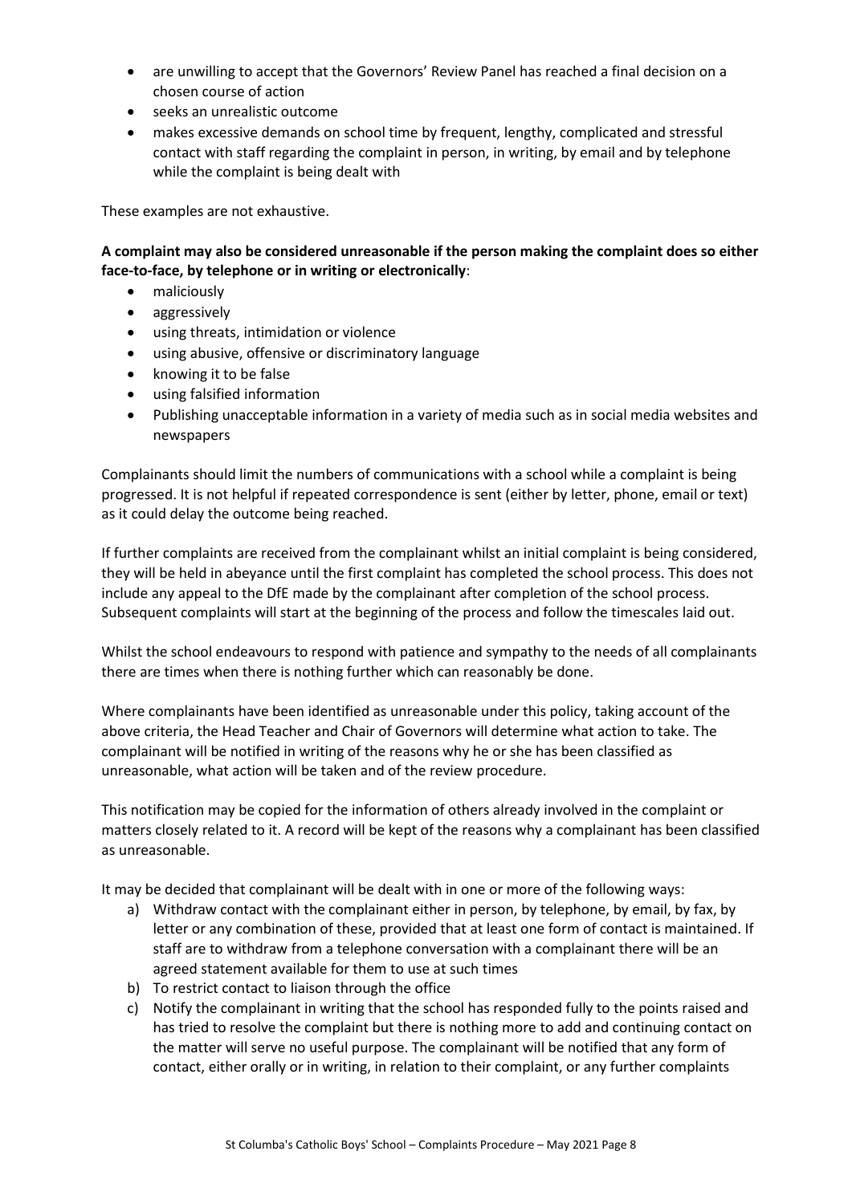- are unwilling to accept that the Governors' Review Panel has reached a final decision on a chosen course of action
- seeks an unrealistic outcome
- makes excessive demands on school time by frequent, lengthy, complicated and stressful contact with staff regarding the complaint in person, in writing, by email and by telephone while the complaint is being dealt with

These examples are not exhaustive.

**A complaint may also be considered unreasonable if the person making the complaint does so either face-to-face, by telephone or in writing or electronically**:

- maliciously
- aggressively
- using threats, intimidation or violence
- using abusive, offensive or discriminatory language
- knowing it to be false
- using falsified information
- Publishing unacceptable information in a variety of media such as in social media websites and newspapers

Complainants should limit the numbers of communications with a school while a complaint is being progressed. It is not helpful if repeated correspondence is sent (either by letter, phone, email or text) as it could delay the outcome being reached.

If further complaints are received from the complainant whilst an initial complaint is being considered, they will be held in abeyance until the first complaint has completed the school process. This does not include any appeal to the DfE made by the complainant after completion of the school process. Subsequent complaints will start at the beginning of the process and follow the timescales laid out.

Whilst the school endeavours to respond with patience and sympathy to the needs of all complainants there are times when there is nothing further which can reasonably be done.

Where complainants have been identified as unreasonable under this policy, taking account of the above criteria, the Head Teacher and Chair of Governors will determine what action to take. The complainant will be notified in writing of the reasons why he or she has been classified as unreasonable, what action will be taken and of the review procedure.

This notification may be copied for the information of others already involved in the complaint or matters closely related to it. A record will be kept of the reasons why a complainant has been classified as unreasonable.

It may be decided that complainant will be dealt with in one or more of the following ways:

a) Withdraw contact with the complainant either in person, by telephone, by email, by fax, by letter or any combination of these, provided that at least one form of contact is maintained. If staff are to withdraw from a telephone conversation with a complainant there will be an agreed statement available for them to use at such times
b) To restrict contact to liaison through the office
c) Notify the complainant in writing that the school has responded fully to the points raised and has tried to resolve the complaint but there is nothing more to add and continuing contact on the matter will serve no useful purpose. The complainant will be notified that any form of contact, either orally or in writing, in relation to their complaint, or any further complaints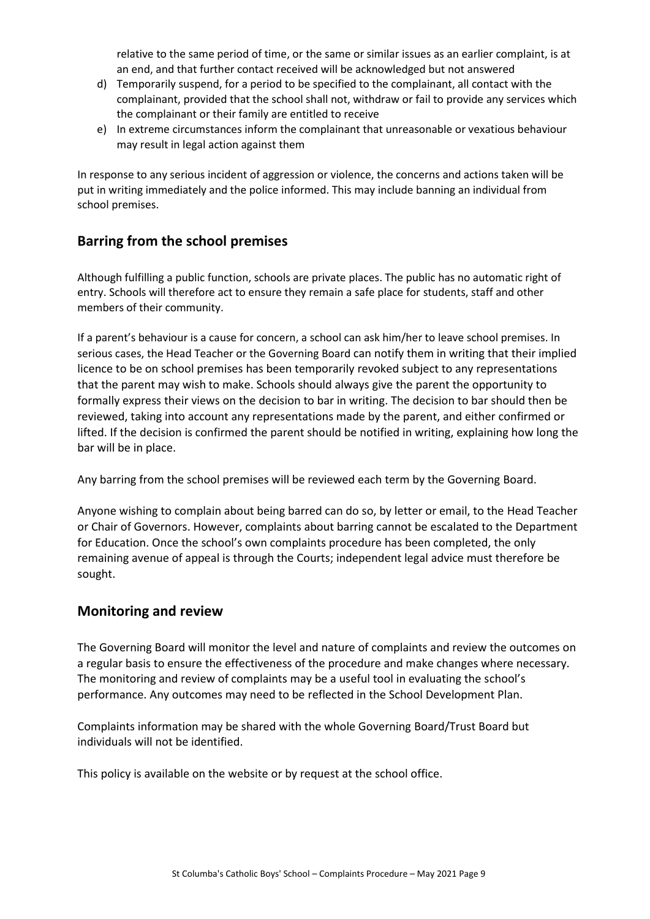relative to the same period of time, or the same or similar issues as an earlier complaint, is at an end, and that further contact received will be acknowledged but not answered

d) Temporarily suspend, for a period to be specified to the complainant, all contact with the complainant, provided that the school shall not, withdraw or fail to provide any services which the complainant or their family are entitled to receive
e) In extreme circumstances inform the complainant that unreasonable or vexatious behaviour may result in legal action against them

In response to any serious incident of aggression or violence, the concerns and actions taken will be put in writing immediately and the police informed. This may include banning an individual from school premises.

## Barring from the school premises

Although fulfilling a public function, schools are private places. The public has no automatic right of entry. Schools will therefore act to ensure they remain a safe place for students, staff and other members of their community.

If a parent's behaviour is a cause for concern, a school can ask him/her to leave school premises. In serious cases, the Head Teacher or the Governing Board can notify them in writing that their implied licence to be on school premises has been temporarily revoked subject to any representations that the parent may wish to make. Schools should always give the parent the opportunity to formally express their views on the decision to bar in writing. The decision to bar should then be reviewed, taking into account any representations made by the parent, and either confirmed or lifted. If the decision is confirmed the parent should be notified in writing, explaining how long the bar will be in place.

Any barring from the school premises will be reviewed each term by the Governing Board.

Anyone wishing to complain about being barred can do so, by letter or email, to the Head Teacher or Chair of Governors. However, complaints about barring cannot be escalated to the Department for Education. Once the school's own complaints procedure has been completed, the only remaining avenue of appeal is through the Courts; independent legal advice must therefore be sought.

## Monitoring and review

The Governing Board will monitor the level and nature of complaints and review the outcomes on a regular basis to ensure the effectiveness of the procedure and make changes where necessary. The monitoring and review of complaints may be a useful tool in evaluating the school's performance. Any outcomes may need to be reflected in the School Development Plan.

Complaints information may be shared with the whole Governing Board/Trust Board but individuals will not be identified.

This policy is available on the website or by request at the school office.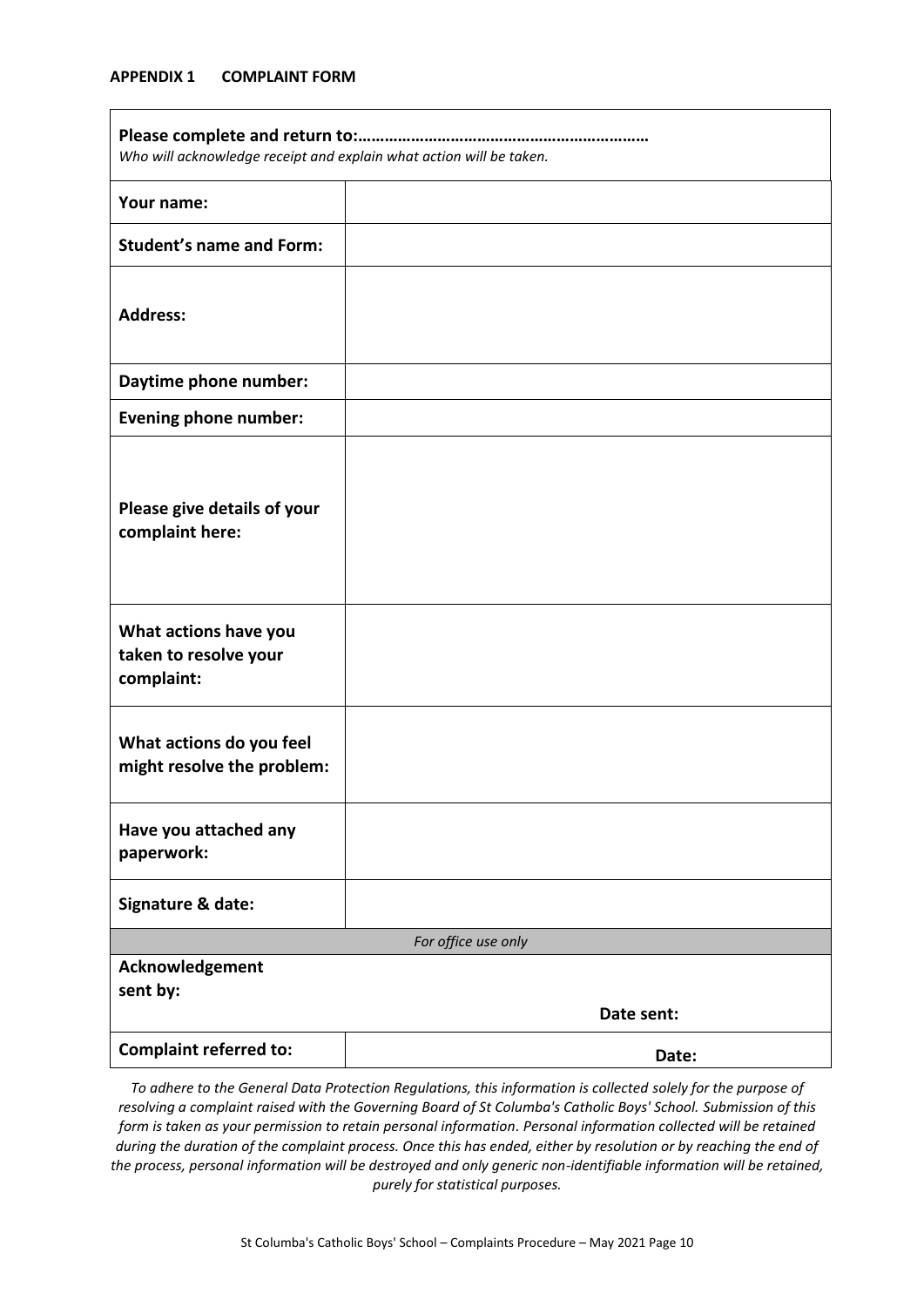**APPENDIX 1 COMPLAINT FORM**

| **Please complete and return to:………………………………………………………**<br>*Who will acknowledge receipt and explain what action will be taken.* | |
|---|---|
| **Your name:** | |
| **Student's name and Form:** | |
| **Address:** | |
| **Daytime phone number:** | |
| **Evening phone number:** | |
| **Please give details of your complaint here:** | |
| **What actions have you taken to resolve your complaint:** | |
| **What actions do you feel might resolve the problem:** | |
| **Have you attached any paperwork:** | |
| **Signature & date:** | |
| *For office use only* | |
| **Acknowledgement sent by:** | **Date sent:** |
| **Complaint referred to:** | **Date:** |

*To adhere to the General Data Protection Regulations, this information is collected solely for the purpose of resolving a complaint raised with the Governing Board of St Columba's Catholic Boys' School. Submission of this form is taken as your permission to retain personal information. Personal information collected will be retained during the duration of the complaint process. Once this has ended, either by resolution or by reaching the end of the process, personal information will be destroyed and only generic non-identifiable information will be retained, purely for statistical purposes.*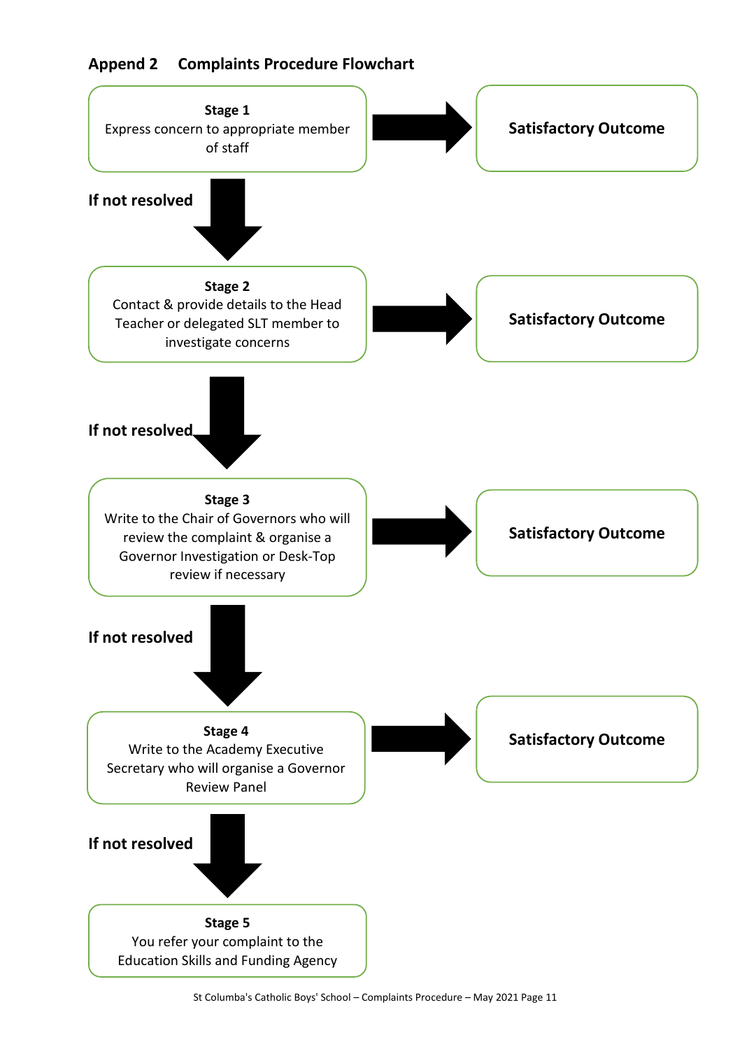## Append 2 Complaints Procedure Flowchart

**Stage 1**
Express concern to appropriate member of staff

→ **Satisfactory Outcome**

**If not resolved**

**Stage 2**
Contact & provide details to the Head Teacher or delegated SLT member to investigate concerns

→ **Satisfactory Outcome**

**If not resolved**

**Stage 3**
Write to the Chair of Governors who will review the complaint & organise a Governor Investigation or Desk-Top review if necessary

→ **Satisfactory Outcome**

**If not resolved**

**Stage 4**
Write to the Academy Executive Secretary who will organise a Governor Review Panel

→ **Satisfactory Outcome**

**If not resolved**

**Stage 5**
You refer your complaint to the Education Skills and Funding Agency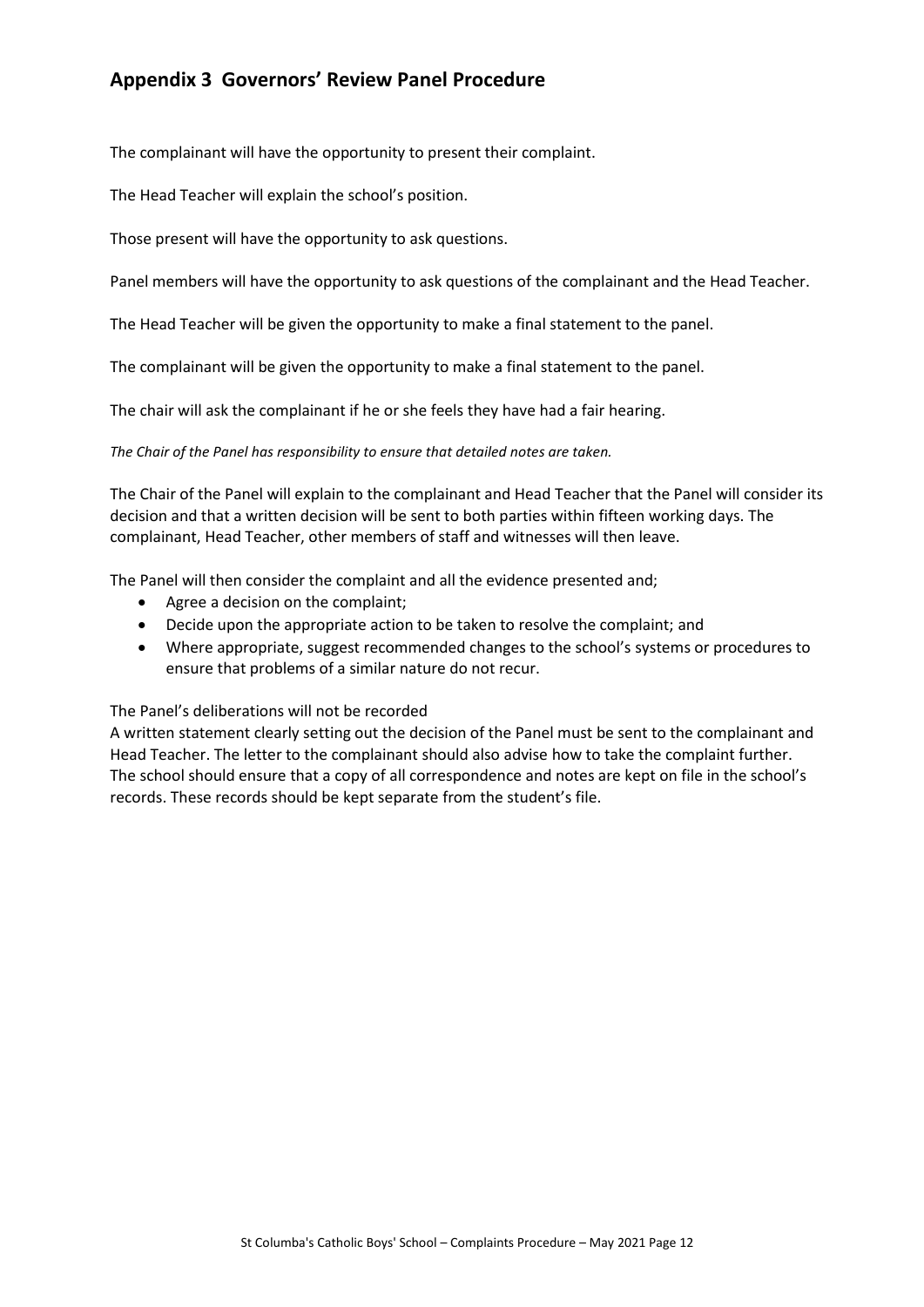## Appendix 3 Governors' Review Panel Procedure

The complainant will have the opportunity to present their complaint.

The Head Teacher will explain the school's position.

Those present will have the opportunity to ask questions.

Panel members will have the opportunity to ask questions of the complainant and the Head Teacher.

The Head Teacher will be given the opportunity to make a final statement to the panel.

The complainant will be given the opportunity to make a final statement to the panel.

The chair will ask the complainant if he or she feels they have had a fair hearing.

*The Chair of the Panel has responsibility to ensure that detailed notes are taken.*

The Chair of the Panel will explain to the complainant and Head Teacher that the Panel will consider its decision and that a written decision will be sent to both parties within fifteen working days. The complainant, Head Teacher, other members of staff and witnesses will then leave.

The Panel will then consider the complaint and all the evidence presented and;

- Agree a decision on the complaint;
- Decide upon the appropriate action to be taken to resolve the complaint; and
- Where appropriate, suggest recommended changes to the school's systems or procedures to ensure that problems of a similar nature do not recur.

The Panel's deliberations will not be recorded
A written statement clearly setting out the decision of the Panel must be sent to the complainant and Head Teacher. The letter to the complainant should also advise how to take the complaint further. The school should ensure that a copy of all correspondence and notes are kept on file in the school's records. These records should be kept separate from the student's file.